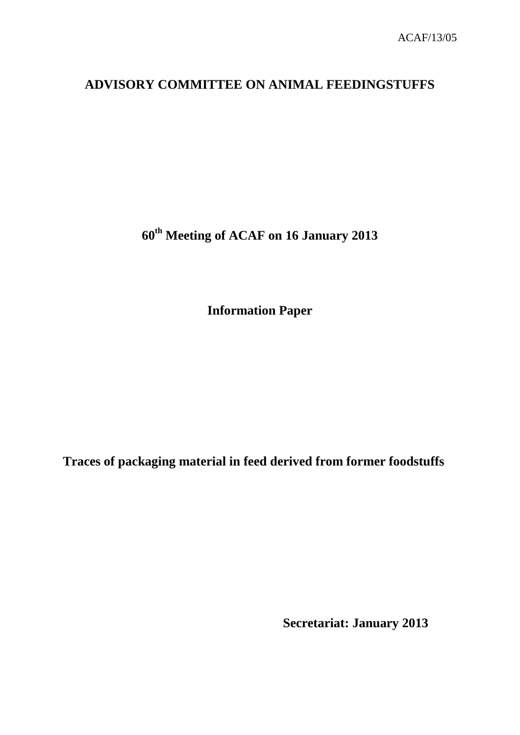ACAF/13/05

# ADVISORY COMMITTEE ON ANIMAL FEEDINGSTUFFS

**60th Meeting of ACAF on 16 January 2013**

**Information Paper**

**Traces of packaging material in feed derived from former foodstuffs**

**Secretariat: January 2013**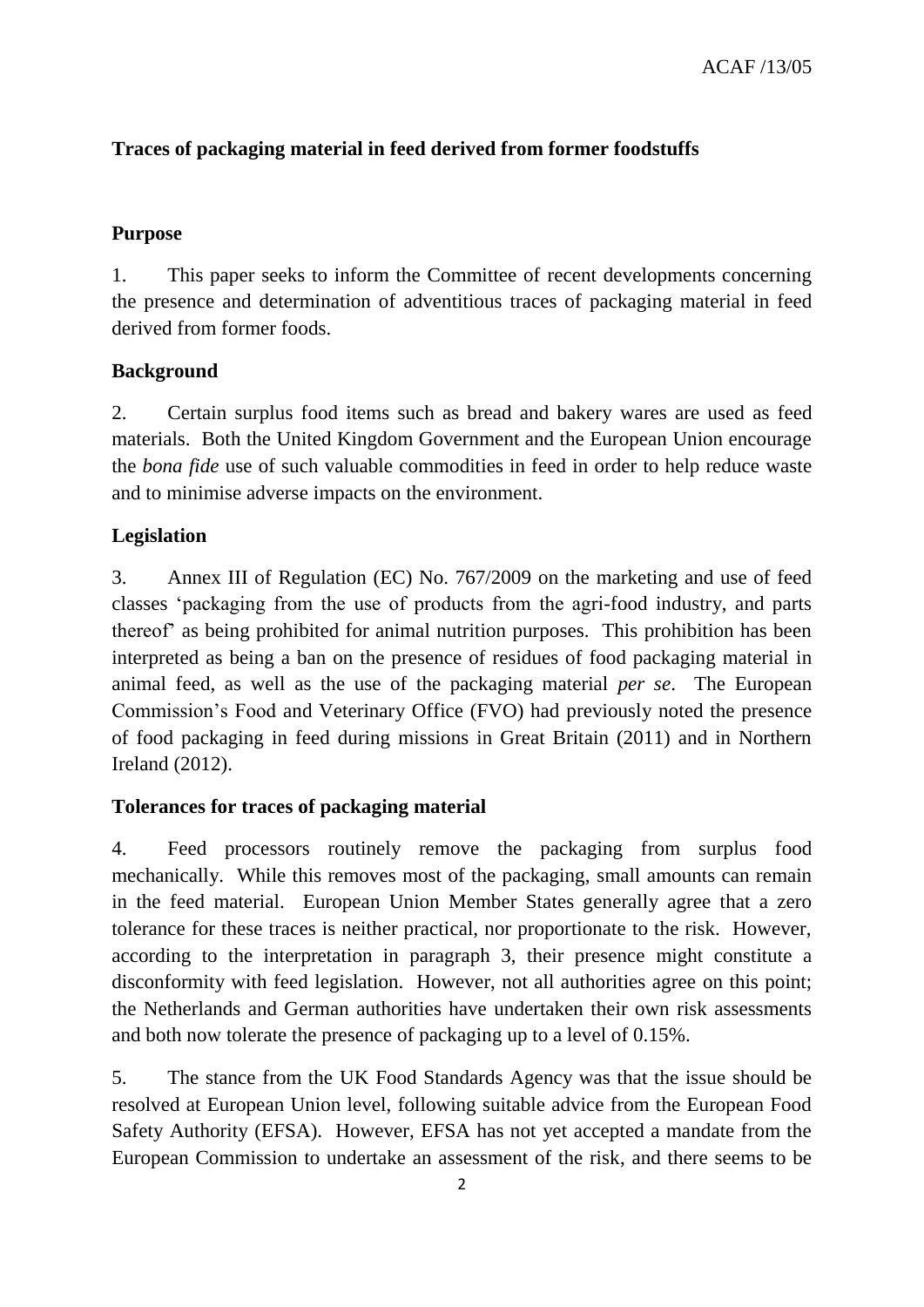## Traces of packaging material in feed derived from former foodstuffs

### Purpose

1. This paper seeks to inform the Committee of recent developments concerning the presence and determination of adventitious traces of packaging material in feed derived from former foods.

### Background

2. Certain surplus food items such as bread and bakery wares are used as feed materials. Both the United Kingdom Government and the European Union encourage the *bona fide* use of such valuable commodities in feed in order to help reduce waste and to minimise adverse impacts on the environment.

### Legislation

3. Annex III of Regulation (EC) No. 767/2009 on the marketing and use of feed classes 'packaging from the use of products from the agri-food industry, and parts thereof' as being prohibited for animal nutrition purposes. This prohibition has been interpreted as being a ban on the presence of residues of food packaging material in animal feed, as well as the use of the packaging material *per se*. The European Commission's Food and Veterinary Office (FVO) had previously noted the presence of food packaging in feed during missions in Great Britain (2011) and in Northern Ireland (2012).

### Tolerances for traces of packaging material

4. Feed processors routinely remove the packaging from surplus food mechanically. While this removes most of the packaging, small amounts can remain in the feed material. European Union Member States generally agree that a zero tolerance for these traces is neither practical, nor proportionate to the risk. However, according to the interpretation in paragraph 3, their presence might constitute a disconformity with feed legislation. However, not all authorities agree on this point; the Netherlands and German authorities have undertaken their own risk assessments and both now tolerate the presence of packaging up to a level of 0.15%.

5. The stance from the UK Food Standards Agency was that the issue should be resolved at European Union level, following suitable advice from the European Food Safety Authority (EFSA). However, EFSA has not yet accepted a mandate from the European Commission to undertake an assessment of the risk, and there seems to be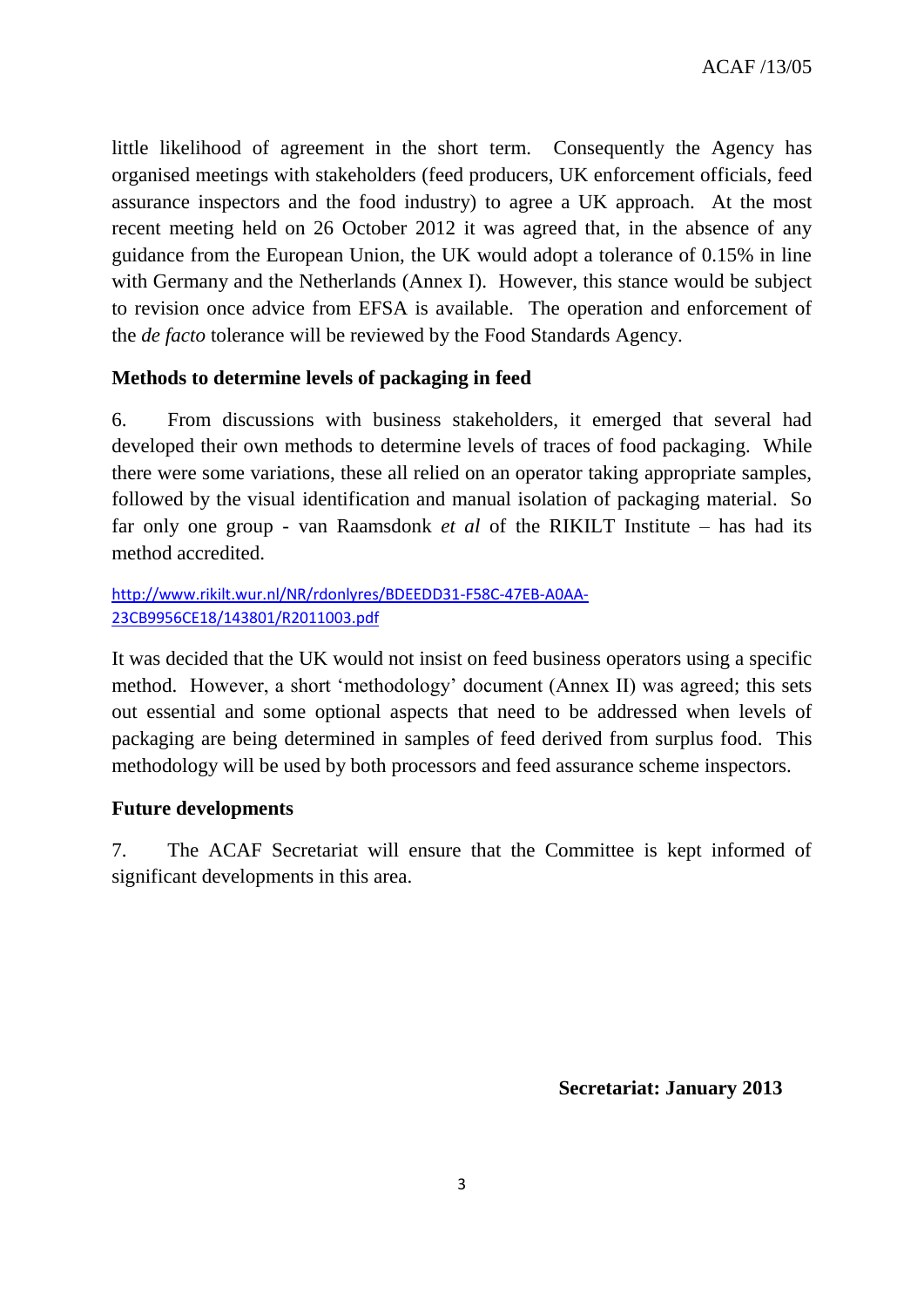little likelihood of agreement in the short term. Consequently the Agency has organised meetings with stakeholders (feed producers, UK enforcement officials, feed assurance inspectors and the food industry) to agree a UK approach. At the most recent meeting held on 26 October 2012 it was agreed that, in the absence of any guidance from the European Union, the UK would adopt a tolerance of 0.15% in line with Germany and the Netherlands (Annex I). However, this stance would be subject to revision once advice from EFSA is available. The operation and enforcement of the *de facto* tolerance will be reviewed by the Food Standards Agency.

## Methods to determine levels of packaging in feed

6. From discussions with business stakeholders, it emerged that several had developed their own methods to determine levels of traces of food packaging. While there were some variations, these all relied on an operator taking appropriate samples, followed by the visual identification and manual isolation of packaging material. So far only one group - van Raamsdonk *et al* of the RIKILT Institute – has had its method accredited.

http://www.rikilt.wur.nl/NR/rdonlyres/BDEEDD31-F58C-47EB-A0AA-23CB9956CE18/143801/R2011003.pdf

It was decided that the UK would not insist on feed business operators using a specific method. However, a short 'methodology' document (Annex II) was agreed; this sets out essential and some optional aspects that need to be addressed when levels of packaging are being determined in samples of feed derived from surplus food. This methodology will be used by both processors and feed assurance scheme inspectors.

## Future developments

7. The ACAF Secretariat will ensure that the Committee is kept informed of significant developments in this area.

**Secretariat: January 2013**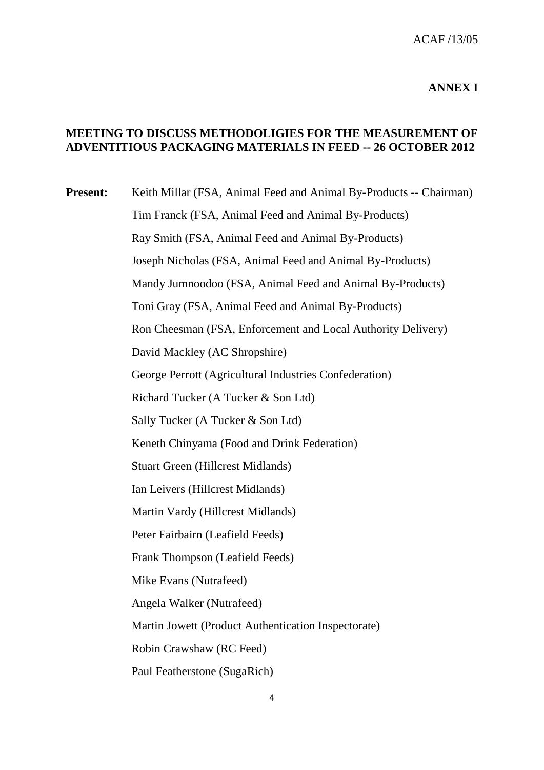ACAF /13/05

**ANNEX I**

## MEETING TO DISCUSS METHODOLIGIES FOR THE MEASUREMENT OF ADVENTITIOUS PACKAGING MATERIALS IN FEED -- 26 OCTOBER 2012

**Present:** Keith Millar (FSA, Animal Feed and Animal By-Products -- Chairman)
Tim Franck (FSA, Animal Feed and Animal By-Products)
Ray Smith (FSA, Animal Feed and Animal By-Products)
Joseph Nicholas (FSA, Animal Feed and Animal By-Products)
Mandy Jumnoodoo (FSA, Animal Feed and Animal By-Products)
Toni Gray (FSA, Animal Feed and Animal By-Products)
Ron Cheesman (FSA, Enforcement and Local Authority Delivery)
David Mackley (AC Shropshire)
George Perrott (Agricultural Industries Confederation)
Richard Tucker (A Tucker & Son Ltd)
Sally Tucker (A Tucker & Son Ltd)
Keneth Chinyama (Food and Drink Federation)
Stuart Green (Hillcrest Midlands)
Ian Leivers (Hillcrest Midlands)
Martin Vardy (Hillcrest Midlands)
Peter Fairbairn (Leafield Feeds)
Frank Thompson (Leafield Feeds)
Mike Evans (Nutrafeed)
Angela Walker (Nutrafeed)
Martin Jowett (Product Authentication Inspectorate)
Robin Crawshaw (RC Feed)
Paul Featherstone (SugaRich)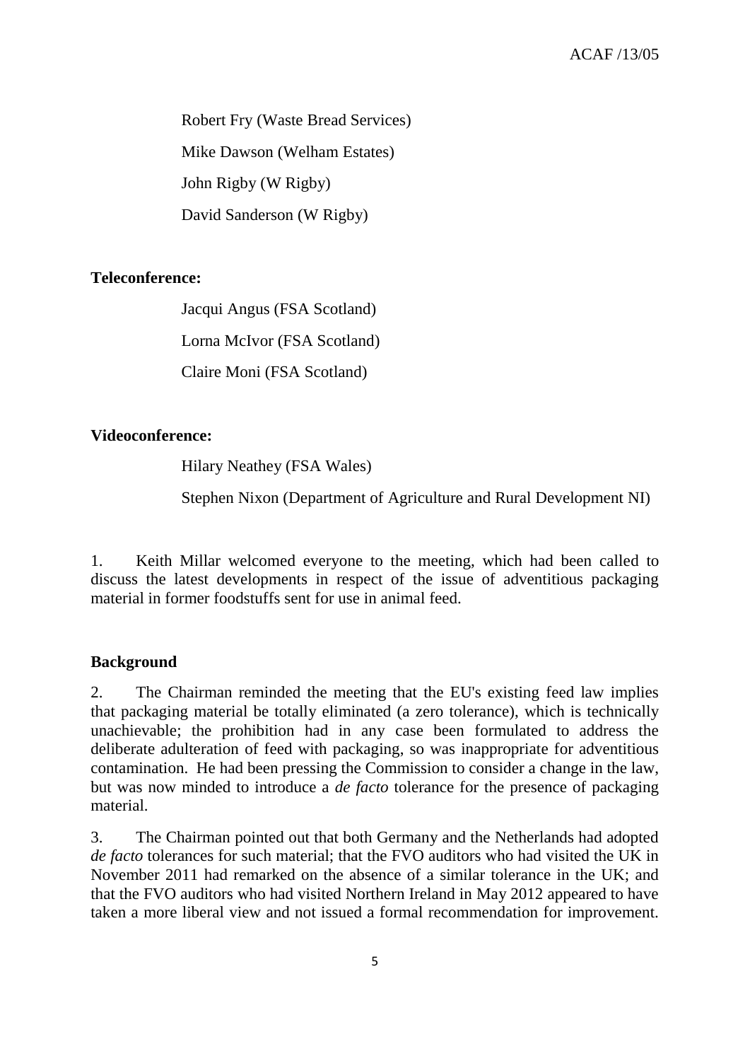Robert Fry (Waste Bread Services)

Mike Dawson (Welham Estates)

John Rigby (W Rigby)

David Sanderson (W Rigby)

**Teleconference:**

Jacqui Angus (FSA Scotland)

Lorna McIvor (FSA Scotland)

Claire Moni (FSA Scotland)

**Videoconference:**

Hilary Neathey (FSA Wales)

Stephen Nixon (Department of Agriculture and Rural Development NI)

1. Keith Millar welcomed everyone to the meeting, which had been called to discuss the latest developments in respect of the issue of adventitious packaging material in former foodstuffs sent for use in animal feed.

## Background

2. The Chairman reminded the meeting that the EU's existing feed law implies that packaging material be totally eliminated (a zero tolerance), which is technically unachievable; the prohibition had in any case been formulated to address the deliberate adulteration of feed with packaging, so was inappropriate for adventitious contamination. He had been pressing the Commission to consider a change in the law, but was now minded to introduce a *de facto* tolerance for the presence of packaging material.

3. The Chairman pointed out that both Germany and the Netherlands had adopted *de facto* tolerances for such material; that the FVO auditors who had visited the UK in November 2011 had remarked on the absence of a similar tolerance in the UK; and that the FVO auditors who had visited Northern Ireland in May 2012 appeared to have taken a more liberal view and not issued a formal recommendation for improvement.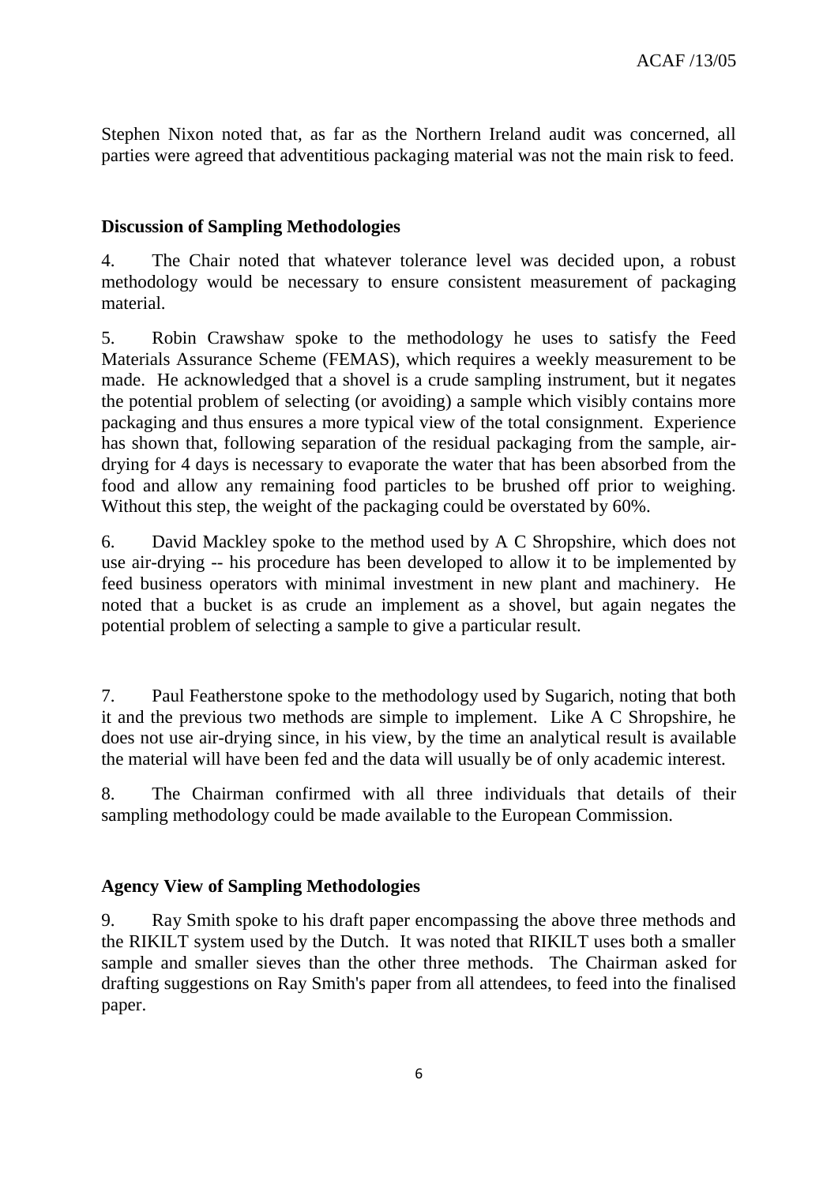Stephen Nixon noted that, as far as the Northern Ireland audit was concerned, all parties were agreed that adventitious packaging material was not the main risk to feed.

### Discussion of Sampling Methodologies

4. The Chair noted that whatever tolerance level was decided upon, a robust methodology would be necessary to ensure consistent measurement of packaging material.

5. Robin Crawshaw spoke to the methodology he uses to satisfy the Feed Materials Assurance Scheme (FEMAS), which requires a weekly measurement to be made. He acknowledged that a shovel is a crude sampling instrument, but it negates the potential problem of selecting (or avoiding) a sample which visibly contains more packaging and thus ensures a more typical view of the total consignment. Experience has shown that, following separation of the residual packaging from the sample, air-drying for 4 days is necessary to evaporate the water that has been absorbed from the food and allow any remaining food particles to be brushed off prior to weighing. Without this step, the weight of the packaging could be overstated by 60%.

6. David Mackley spoke to the method used by A C Shropshire, which does not use air-drying -- his procedure has been developed to allow it to be implemented by feed business operators with minimal investment in new plant and machinery. He noted that a bucket is as crude an implement as a shovel, but again negates the potential problem of selecting a sample to give a particular result.

7. Paul Featherstone spoke to the methodology used by Sugarich, noting that both it and the previous two methods are simple to implement. Like A C Shropshire, he does not use air-drying since, in his view, by the time an analytical result is available the material will have been fed and the data will usually be of only academic interest.

8. The Chairman confirmed with all three individuals that details of their sampling methodology could be made available to the European Commission.

### Agency View of Sampling Methodologies

9. Ray Smith spoke to his draft paper encompassing the above three methods and the RIKILT system used by the Dutch. It was noted that RIKILT uses both a smaller sample and smaller sieves than the other three methods. The Chairman asked for drafting suggestions on Ray Smith's paper from all attendees, to feed into the finalised paper.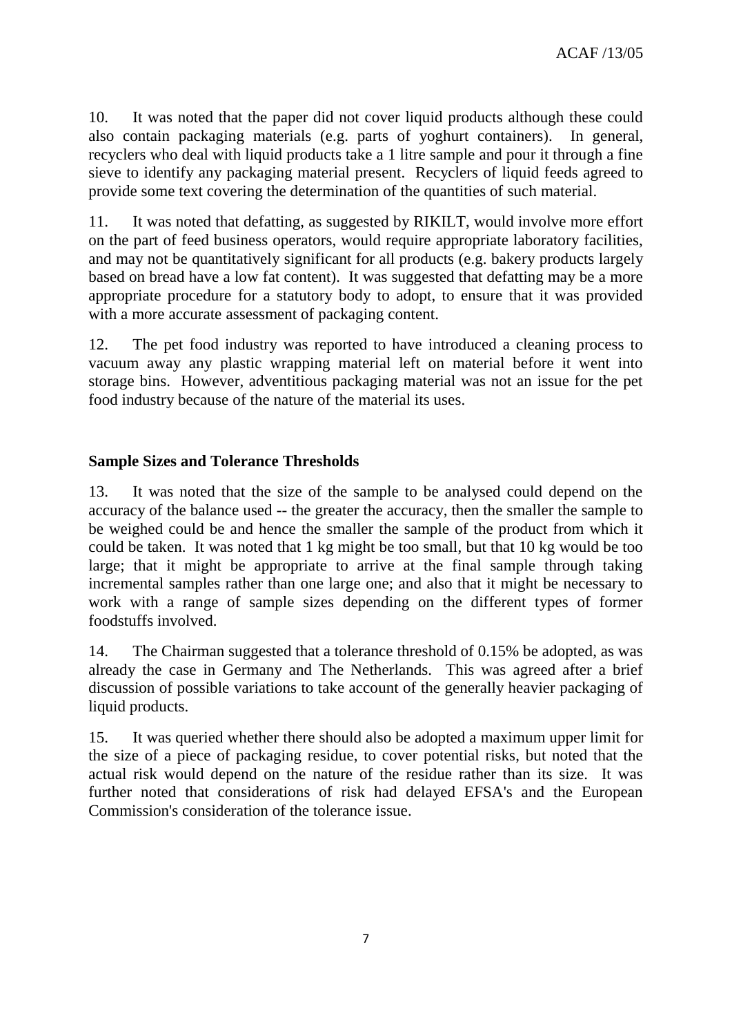10. It was noted that the paper did not cover liquid products although these could also contain packaging materials (e.g. parts of yoghurt containers). In general, recyclers who deal with liquid products take a 1 litre sample and pour it through a fine sieve to identify any packaging material present. Recyclers of liquid feeds agreed to provide some text covering the determination of the quantities of such material.

11. It was noted that defatting, as suggested by RIKILT, would involve more effort on the part of feed business operators, would require appropriate laboratory facilities, and may not be quantitatively significant for all products (e.g. bakery products largely based on bread have a low fat content). It was suggested that defatting may be a more appropriate procedure for a statutory body to adopt, to ensure that it was provided with a more accurate assessment of packaging content.

12. The pet food industry was reported to have introduced a cleaning process to vacuum away any plastic wrapping material left on material before it went into storage bins. However, adventitious packaging material was not an issue for the pet food industry because of the nature of the material its uses.

**Sample Sizes and Tolerance Thresholds**

13. It was noted that the size of the sample to be analysed could depend on the accuracy of the balance used -- the greater the accuracy, then the smaller the sample to be weighed could be and hence the smaller the sample of the product from which it could be taken. It was noted that 1 kg might be too small, but that 10 kg would be too large; that it might be appropriate to arrive at the final sample through taking incremental samples rather than one large one; and also that it might be necessary to work with a range of sample sizes depending on the different types of former foodstuffs involved.

14. The Chairman suggested that a tolerance threshold of 0.15% be adopted, as was already the case in Germany and The Netherlands. This was agreed after a brief discussion of possible variations to take account of the generally heavier packaging of liquid products.

15. It was queried whether there should also be adopted a maximum upper limit for the size of a piece of packaging residue, to cover potential risks, but noted that the actual risk would depend on the nature of the residue rather than its size. It was further noted that considerations of risk had delayed EFSA's and the European Commission's consideration of the tolerance issue.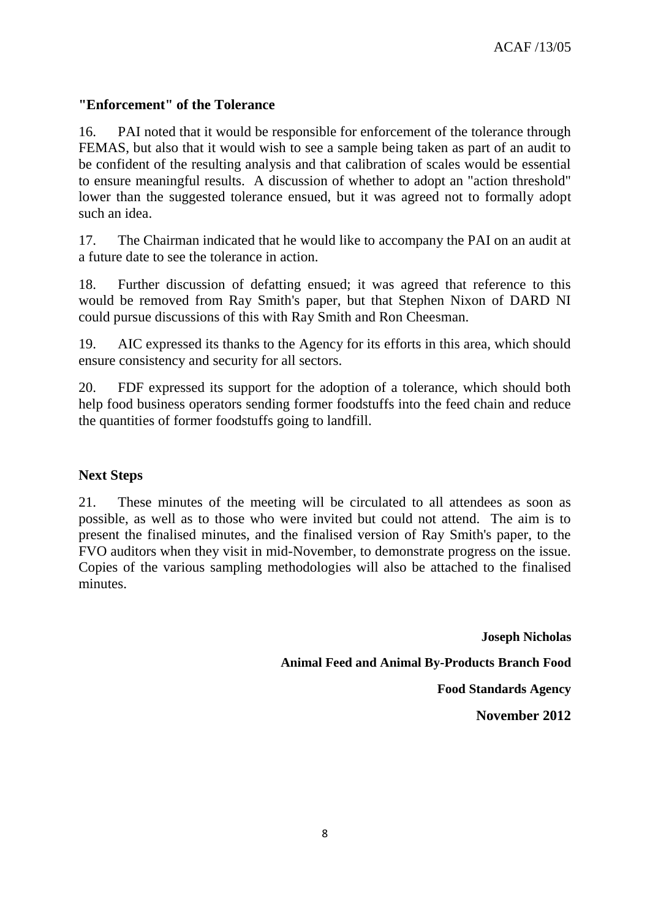**"Enforcement" of the Tolerance**

16. PAI noted that it would be responsible for enforcement of the tolerance through FEMAS, but also that it would wish to see a sample being taken as part of an audit to be confident of the resulting analysis and that calibration of scales would be essential to ensure meaningful results. A discussion of whether to adopt an "action threshold" lower than the suggested tolerance ensued, but it was agreed not to formally adopt such an idea.

17. The Chairman indicated that he would like to accompany the PAI on an audit at a future date to see the tolerance in action.

18. Further discussion of defatting ensued; it was agreed that reference to this would be removed from Ray Smith's paper, but that Stephen Nixon of DARD NI could pursue discussions of this with Ray Smith and Ron Cheesman.

19. AIC expressed its thanks to the Agency for its efforts in this area, which should ensure consistency and security for all sectors.

20. FDF expressed its support for the adoption of a tolerance, which should both help food business operators sending former foodstuffs into the feed chain and reduce the quantities of former foodstuffs going to landfill.

**Next Steps**

21. These minutes of the meeting will be circulated to all attendees as soon as possible, as well as to those who were invited but could not attend. The aim is to present the finalised minutes, and the finalised version of Ray Smith's paper, to the FVO auditors when they visit in mid-November, to demonstrate progress on the issue. Copies of the various sampling methodologies will also be attached to the finalised minutes.

**Joseph Nicholas**

**Animal Feed and Animal By-Products Branch Food**

**Food Standards Agency**

**November 2012**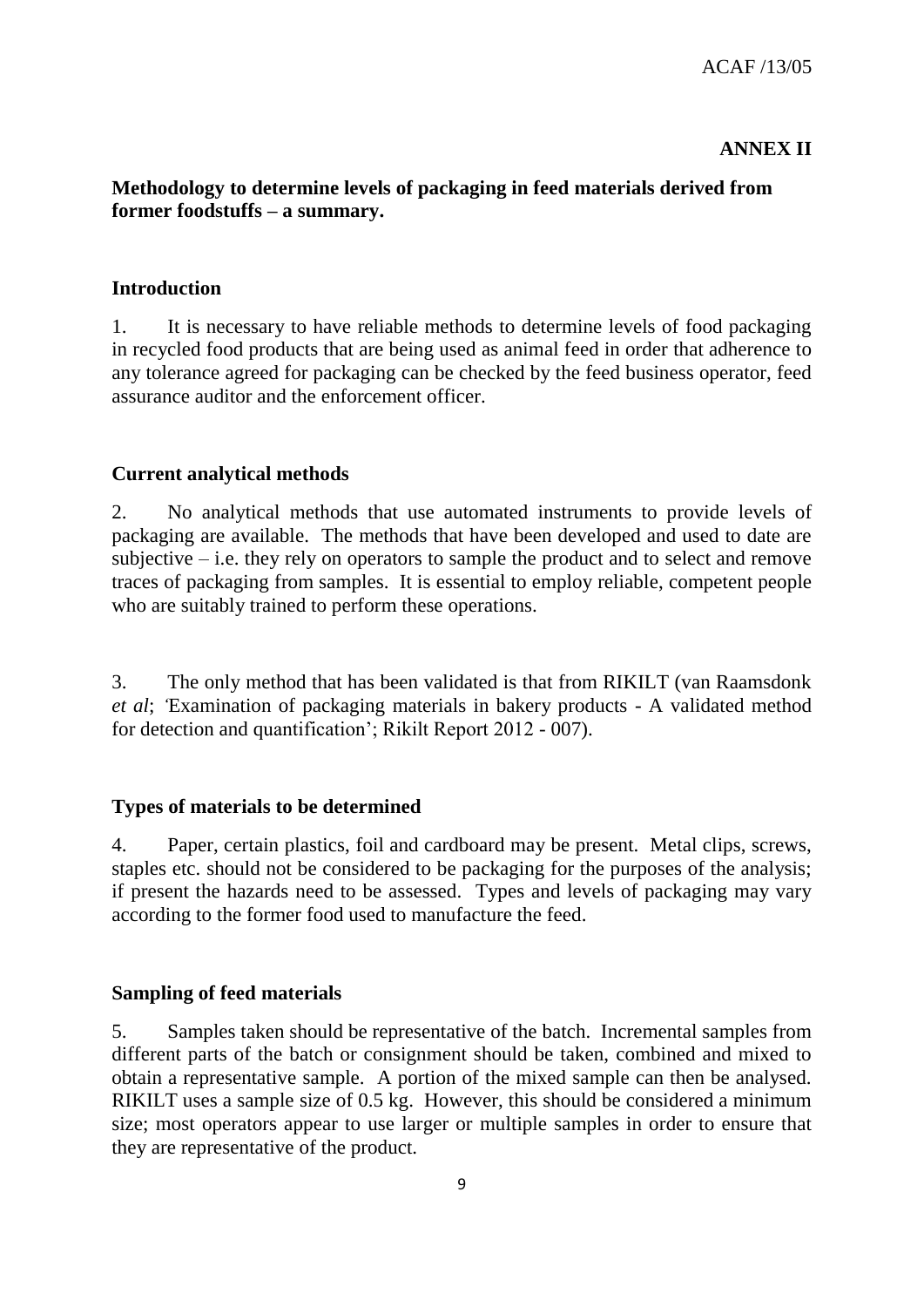## ANNEX II

**Methodology to determine levels of packaging in feed materials derived from former foodstuffs – a summary.**

### Introduction

1. It is necessary to have reliable methods to determine levels of food packaging in recycled food products that are being used as animal feed in order that adherence to any tolerance agreed for packaging can be checked by the feed business operator, feed assurance auditor and the enforcement officer.

### Current analytical methods

2. No analytical methods that use automated instruments to provide levels of packaging are available. The methods that have been developed and used to date are subjective – i.e. they rely on operators to sample the product and to select and remove traces of packaging from samples. It is essential to employ reliable, competent people who are suitably trained to perform these operations.

3. The only method that has been validated is that from RIKILT (van Raamsdonk *et al*; 'Examination of packaging materials in bakery products - A validated method for detection and quantification'; Rikilt Report 2012 - 007).

### Types of materials to be determined

4. Paper, certain plastics, foil and cardboard may be present. Metal clips, screws, staples etc. should not be considered to be packaging for the purposes of the analysis; if present the hazards need to be assessed. Types and levels of packaging may vary according to the former food used to manufacture the feed.

### Sampling of feed materials

5. Samples taken should be representative of the batch. Incremental samples from different parts of the batch or consignment should be taken, combined and mixed to obtain a representative sample. A portion of the mixed sample can then be analysed. RIKILT uses a sample size of 0.5 kg. However, this should be considered a minimum size; most operators appear to use larger or multiple samples in order to ensure that they are representative of the product.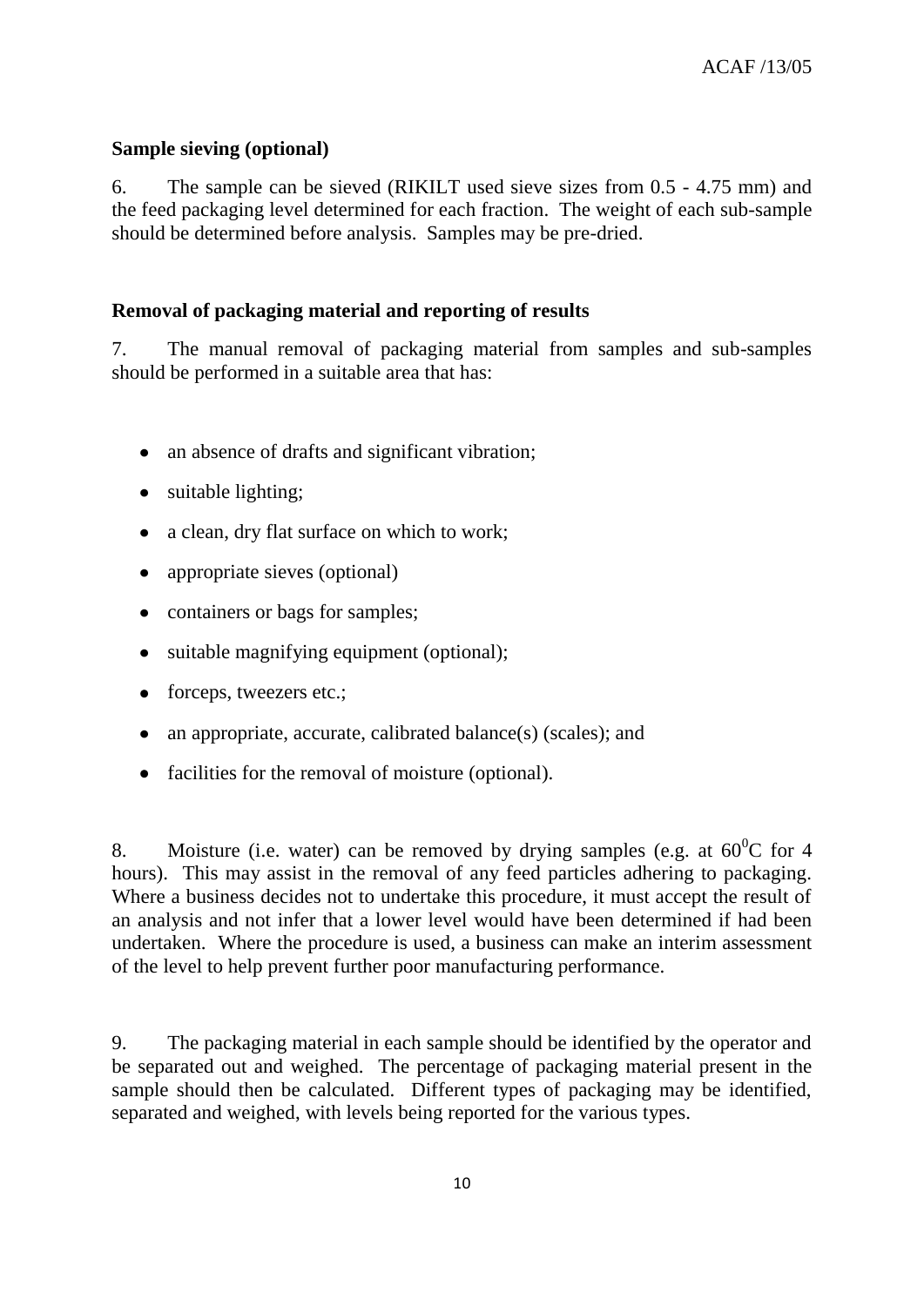**Sample sieving (optional)**

6. The sample can be sieved (RIKILT used sieve sizes from 0.5 - 4.75 mm) and the feed packaging level determined for each fraction. The weight of each sub-sample should be determined before analysis. Samples may be pre-dried.

**Removal of packaging material and reporting of results**

7. The manual removal of packaging material from samples and sub-samples should be performed in a suitable area that has:

- an absence of drafts and significant vibration;
- suitable lighting;
- a clean, dry flat surface on which to work;
- appropriate sieves (optional)
- containers or bags for samples;
- suitable magnifying equipment (optional);
- forceps, tweezers etc.;
- an appropriate, accurate, calibrated balance(s) (scales); and
- facilities for the removal of moisture (optional).

8. Moisture (i.e. water) can be removed by drying samples (e.g. at $60^0$C for 4 hours). This may assist in the removal of any feed particles adhering to packaging. Where a business decides not to undertake this procedure, it must accept the result of an analysis and not infer that a lower level would have been determined if had been undertaken. Where the procedure is used, a business can make an interim assessment of the level to help prevent further poor manufacturing performance.

9. The packaging material in each sample should be identified by the operator and be separated out and weighed. The percentage of packaging material present in the sample should then be calculated. Different types of packaging may be identified, separated and weighed, with levels being reported for the various types.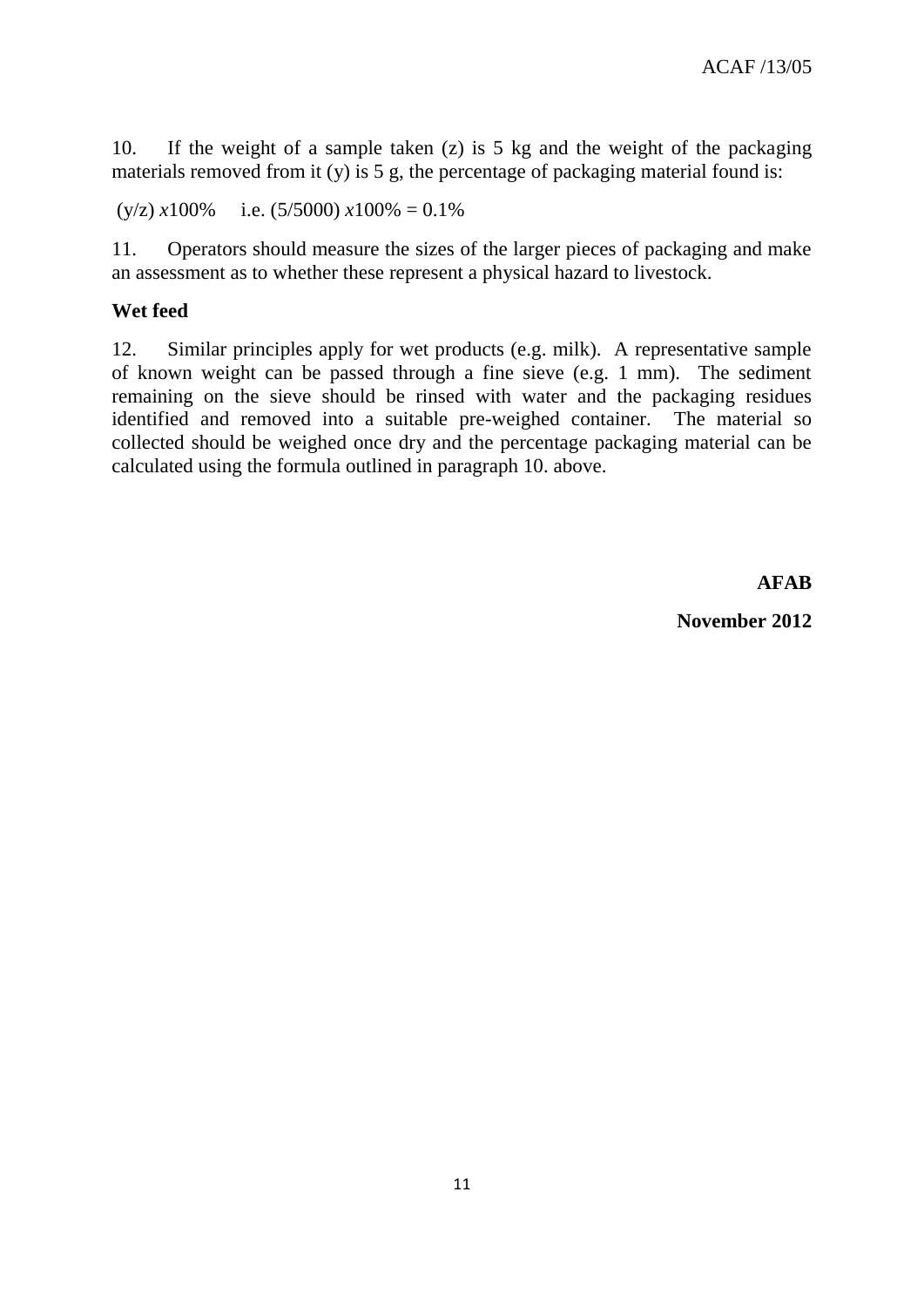10. If the weight of a sample taken (z) is 5 kg and the weight of the packaging materials removed from it (y) is 5 g, the percentage of packaging material found is:

$(y/z)\ x100\%$ i.e. $(5/5000)\ x100\% = 0.1\%$

11. Operators should measure the sizes of the larger pieces of packaging and make an assessment as to whether these represent a physical hazard to livestock.

**Wet feed**

12. Similar principles apply for wet products (e.g. milk). A representative sample of known weight can be passed through a fine sieve (e.g. 1 mm). The sediment remaining on the sieve should be rinsed with water and the packaging residues identified and removed into a suitable pre-weighed container. The material so collected should be weighed once dry and the percentage packaging material can be calculated using the formula outlined in paragraph 10. above.

**AFAB**

**November 2012**